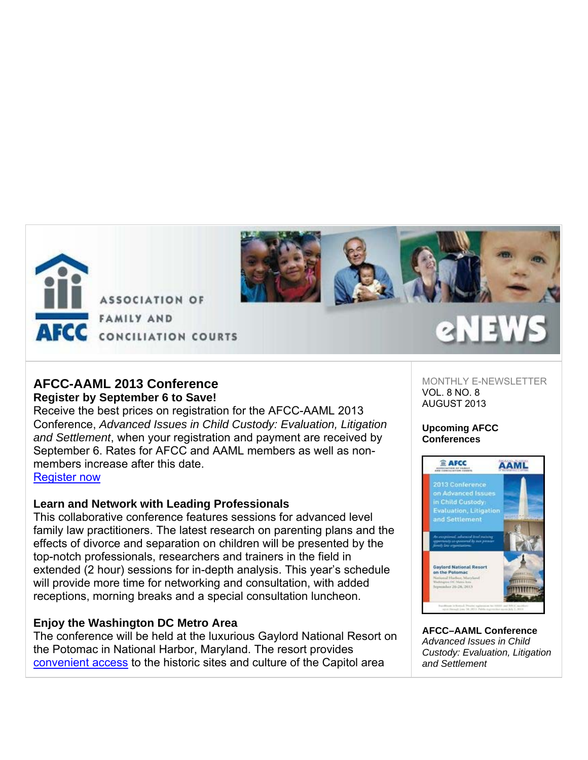# ASSOCIATION OF FAMILY AND CONCILIATION COURTS

# eNEWS

## AFCC-AAML 2013 Conference

### Register by September 6 to Save!

Receive the best prices on registration for the AFCC-AAML 2013 Conference, *Advanced Issues in Child Custody: Evaluation, Litigation and Settlement*, when your registration and payment are received by September 6. Rates for AFCC and AAML members as well as non-members increase after this date.

[Register now]

### Learn and Network with Leading Professionals

This collaborative conference features sessions for advanced level family law practitioners. The latest research on parenting plans and the effects of divorce and separation on children will be presented by the top-notch professionals, researchers and trainers in the field in extended (2 hour) sessions for in-depth analysis. This year's schedule will provide more time for networking and consultation, with added receptions, morning breaks and a special consultation luncheon.

### Enjoy the Washington DC Metro Area

The conference will be held at the luxurious Gaylord National Resort on the Potomac in National Harbor, Maryland. The resort provides [convenient access] to the historic sites and culture of the Capitol area

MONTHLY E-NEWSLETTER
VOL. 8 NO. 8
AUGUST 2013

**Upcoming AFCC Conferences**

**AFCC–AAML Conference**
*Advanced Issues in Child Custody: Evaluation, Litigation and Settlement*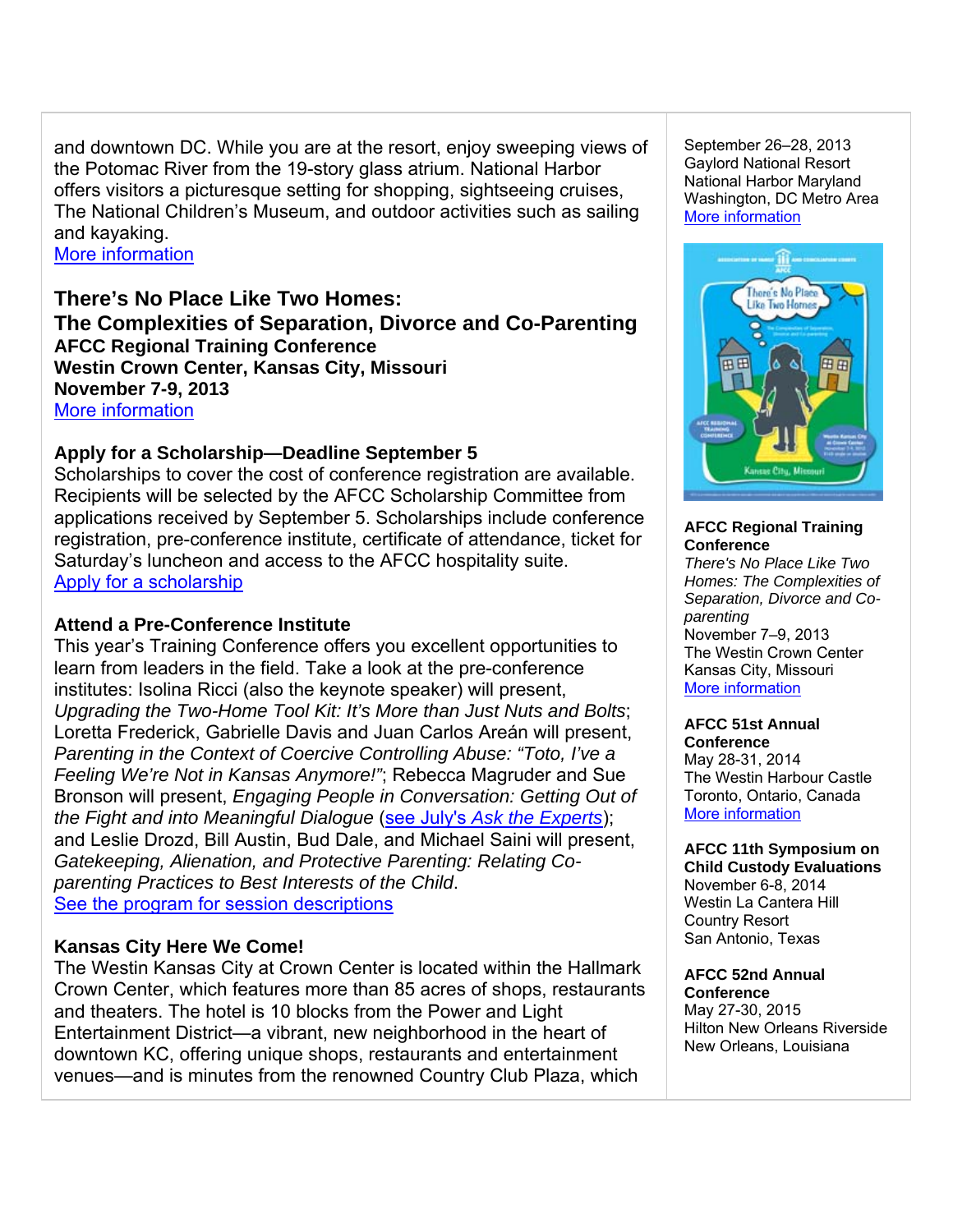and downtown DC. While you are at the resort, enjoy sweeping views of the Potomac River from the 19-story glass atrium. National Harbor offers visitors a picturesque setting for shopping, sightseeing cruises, The National Children's Museum, and outdoor activities such as sailing and kayaking.
More information

## There's No Place Like Two Homes: The Complexities of Separation, Divorce and Co-Parenting

**AFCC Regional Training Conference**
**Westin Crown Center, Kansas City, Missouri**
**November 7-9, 2013**
More information

### Apply for a Scholarship—Deadline September 5

Scholarships to cover the cost of conference registration are available. Recipients will be selected by the AFCC Scholarship Committee from applications received by September 5. Scholarships include conference registration, pre-conference institute, certificate of attendance, ticket for Saturday's luncheon and access to the AFCC hospitality suite.
Apply for a scholarship

### Attend a Pre-Conference Institute

This year's Training Conference offers you excellent opportunities to learn from leaders in the field. Take a look at the pre-conference institutes: Isolina Ricci (also the keynote speaker) will present, *Upgrading the Two-Home Tool Kit: It's More than Just Nuts and Bolts*; Loretta Frederick, Gabrielle Davis and Juan Carlos Areán will present, *Parenting in the Context of Coercive Controlling Abuse: "Toto, I've a Feeling We're Not in Kansas Anymore!"*; Rebecca Magruder and Sue Bronson will present, *Engaging People in Conversation: Getting Out of the Fight and into Meaningful Dialogue* (see July's *Ask the Experts*); and Leslie Drozd, Bill Austin, Bud Dale, and Michael Saini will present, *Gatekeeping, Alienation, and Protective Parenting: Relating Co-parenting Practices to Best Interests of the Child*.
See the program for session descriptions

### Kansas City Here We Come!

The Westin Kansas City at Crown Center is located within the Hallmark Crown Center, which features more than 85 acres of shops, restaurants and theaters. The hotel is 10 blocks from the Power and Light Entertainment District—a vibrant, new neighborhood in the heart of downtown KC, offering unique shops, restaurants and entertainment venues—and is minutes from the renowned Country Club Plaza, which

September 26–28, 2013
Gaylord National Resort
National Harbor Maryland
Washington, DC Metro Area
More information

**AFCC Regional Training Conference**
*There's No Place Like Two Homes: The Complexities of Separation, Divorce and Co-parenting*
November 7–9, 2013
The Westin Crown Center
Kansas City, Missouri
More information

**AFCC 51st Annual Conference**
May 28-31, 2014
The Westin Harbour Castle
Toronto, Ontario, Canada
More information

**AFCC 11th Symposium on Child Custody Evaluations**
November 6-8, 2014
Westin La Cantera Hill Country Resort
San Antonio, Texas

**AFCC 52nd Annual Conference**
May 27-30, 2015
Hilton New Orleans Riverside
New Orleans, Louisiana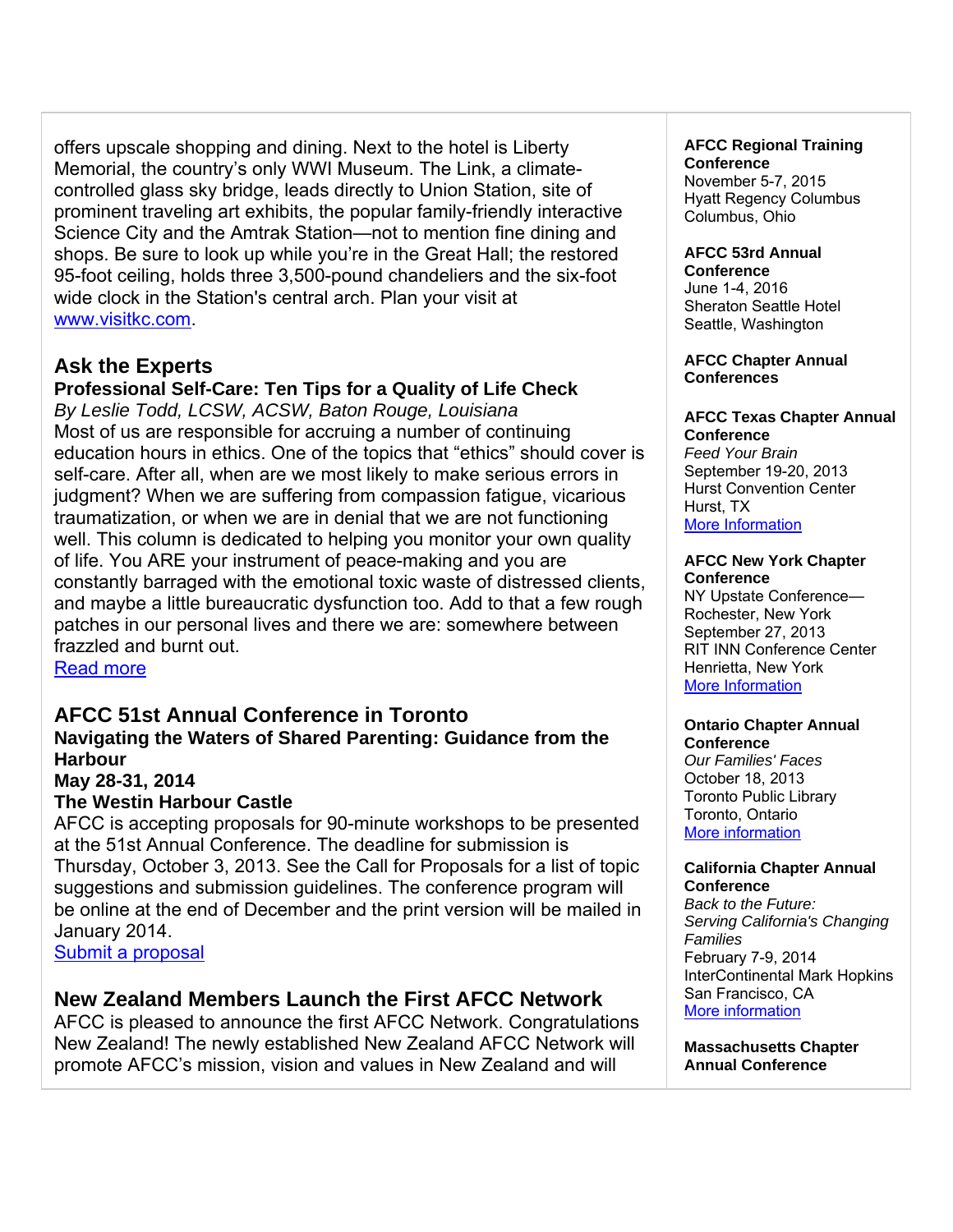offers upscale shopping and dining. Next to the hotel is Liberty Memorial, the country's only WWI Museum. The Link, a climate-controlled glass sky bridge, leads directly to Union Station, site of prominent traveling art exhibits, the popular family-friendly interactive Science City and the Amtrak Station—not to mention fine dining and shops. Be sure to look up while you're in the Great Hall; the restored 95-foot ceiling, holds three 3,500-pound chandeliers and the six-foot wide clock in the Station's central arch. Plan your visit at [www.visitkc.com](www.visitkc.com).

## Ask the Experts

**Professional Self-Care: Ten Tips for a Quality of Life Check**

*By Leslie Todd, LCSW, ACSW, Baton Rouge, Louisiana*

Most of us are responsible for accruing a number of continuing education hours in ethics. One of the topics that "ethics" should cover is self-care. After all, when are we most likely to make serious errors in judgment? When we are suffering from compassion fatigue, vicarious traumatization, or when we are in denial that we are not functioning well. This column is dedicated to helping you monitor your own quality of life. You ARE your instrument of peace-making and you are constantly barraged with the emotional toxic waste of distressed clients, and maybe a little bureaucratic dysfunction too. Add to that a few rough patches in our personal lives and there we are: somewhere between frazzled and burnt out.

Read more

## AFCC 51st Annual Conference in Toronto

**Navigating the Waters of Shared Parenting: Guidance from the Harbour**

**May 28-31, 2014**

**The Westin Harbour Castle**

AFCC is accepting proposals for 90-minute workshops to be presented at the 51st Annual Conference. The deadline for submission is Thursday, October 3, 2013. See the Call for Proposals for a list of topic suggestions and submission guidelines. The conference program will be online at the end of December and the print version will be mailed in January 2014.

Submit a proposal

## New Zealand Members Launch the First AFCC Network

AFCC is pleased to announce the first AFCC Network. Congratulations New Zealand! The newly established New Zealand AFCC Network will promote AFCC's mission, vision and values in New Zealand and will

**AFCC Regional Training Conference**
November 5-7, 2015
Hyatt Regency Columbus
Columbus, Ohio

**AFCC 53rd Annual Conference**
June 1-4, 2016
Sheraton Seattle Hotel
Seattle, Washington

**AFCC Chapter Annual Conferences**

**AFCC Texas Chapter Annual Conference**
*Feed Your Brain*
September 19-20, 2013
Hurst Convention Center
Hurst, TX
More Information

**AFCC New York Chapter Conference**
NY Upstate Conference—Rochester, New York
September 27, 2013
RIT INN Conference Center
Henrietta, New York
More Information

**Ontario Chapter Annual Conference**
*Our Families' Faces*
October 18, 2013
Toronto Public Library
Toronto, Ontario
More information

**California Chapter Annual Conference**
*Back to the Future: Serving California's Changing Families*
February 7-9, 2014
InterContinental Mark Hopkins
San Francisco, CA
More information

**Massachusetts Chapter Annual Conference**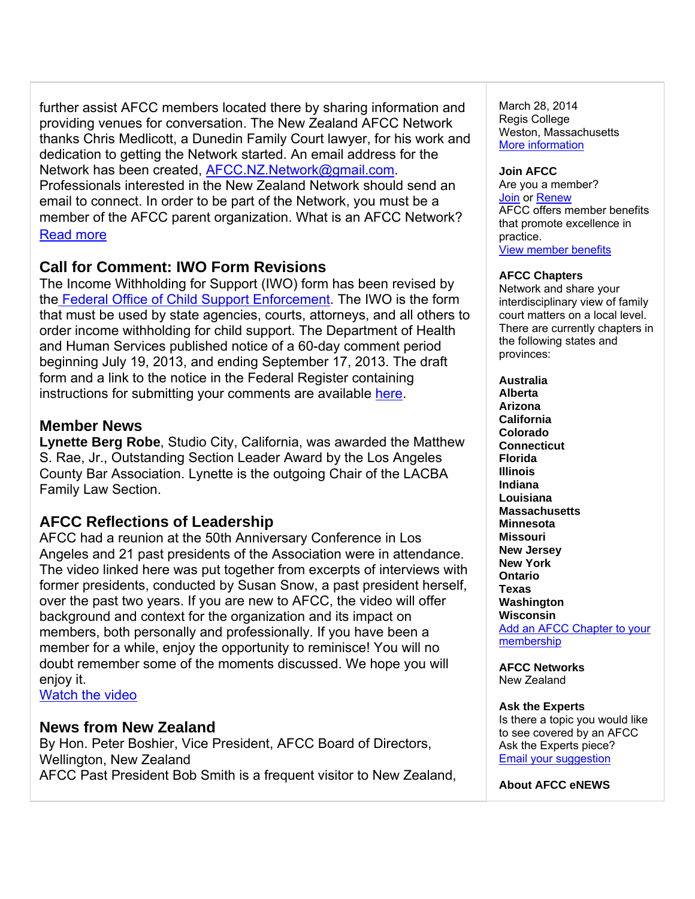further assist AFCC members located there by sharing information and providing venues for conversation. The New Zealand AFCC Network thanks Chris Medlicott, a Dunedin Family Court lawyer, for his work and dedication to getting the Network started. An email address for the Network has been created, [AFCC.NZ.Network@gmail.com](mailto:AFCC.NZ.Network@gmail.com). Professionals interested in the New Zealand Network should send an email to connect. In order to be part of the Network, you must be a member of the AFCC parent organization. What is an AFCC Network?
[Read more]()

## Call for Comment: IWO Form Revisions

The Income Withholding for Support (IWO) form has been revised by the [Federal Office of Child Support Enforcement](). The IWO is the form that must be used by state agencies, courts, attorneys, and all others to order income withholding for child support. The Department of Health and Human Services published notice of a 60-day comment period beginning July 19, 2013, and ending September 17, 2013. The draft form and a link to the notice in the Federal Register containing instructions for submitting your comments are available [here]().

## Member News

**Lynette Berg Robe**, Studio City, California, was awarded the Matthew S. Rae, Jr., Outstanding Section Leader Award by the Los Angeles County Bar Association. Lynette is the outgoing Chair of the LACBA Family Law Section.

## AFCC Reflections of Leadership

AFCC had a reunion at the 50th Anniversary Conference in Los Angeles and 21 past presidents of the Association were in attendance. The video linked here was put together from excerpts of interviews with former presidents, conducted by Susan Snow, a past president herself, over the past two years. If you are new to AFCC, the video will offer background and context for the organization and its impact on members, both personally and professionally. If you have been a member for a while, enjoy the opportunity to reminisce! You will no doubt remember some of the moments discussed. We hope you will enjoy it.
[Watch the video]()

## News from New Zealand

By Hon. Peter Boshier, Vice President, AFCC Board of Directors, Wellington, New Zealand
AFCC Past President Bob Smith is a frequent visitor to New Zealand,

---

March 28, 2014
Regis College
Weston, Massachusetts
[More information]()

**Join AFCC**
Are you a member?
[Join]() or [Renew]()
AFCC offers member benefits that promote excellence in practice.
[View member benefits]()

**AFCC Chapters**
Network and share your interdisciplinary view of family court matters on a local level. There are currently chapters in the following states and provinces:

**Australia**
**Alberta**
**Arizona**
**California**
**Colorado**
**Connecticut**
**Florida**
**Illinois**
**Indiana**
**Louisiana**
**Massachusetts**
**Minnesota**
**Missouri**
**New Jersey**
**New York**
**Ontario**
**Texas**
**Washington**
**Wisconsin**
[Add an AFCC Chapter to your membership]()

**AFCC Networks**
New Zealand

**Ask the Experts**
Is there a topic you would like to see covered by an AFCC Ask the Experts piece?
[Email your suggestion]()

**About AFCC eNEWS**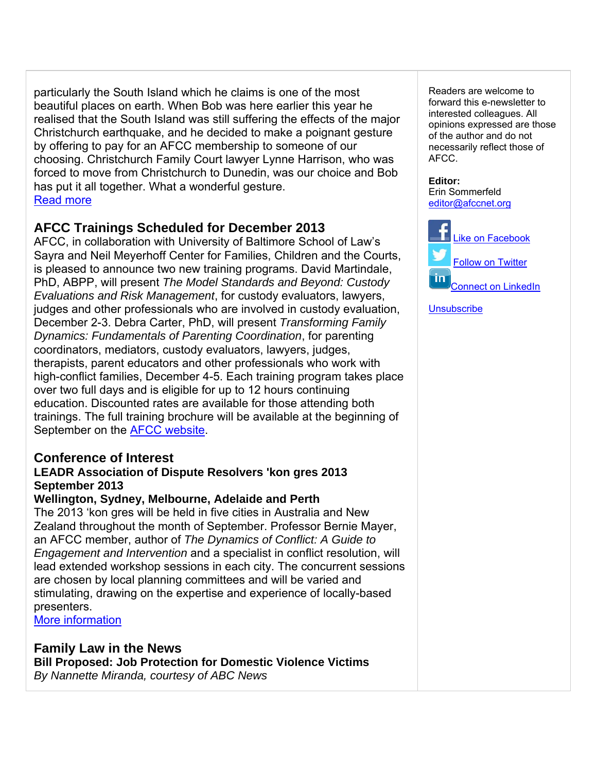particularly the South Island which he claims is one of the most beautiful places on earth. When Bob was here earlier this year he realised that the South Island was still suffering the effects of the major Christchurch earthquake, and he decided to make a poignant gesture by offering to pay for an AFCC membership to someone of our choosing. Christchurch Family Court lawyer Lynne Harrison, who was forced to move from Christchurch to Dunedin, was our choice and Bob has put it all together. What a wonderful gesture.
[Read more]

## AFCC Trainings Scheduled for December 2013

AFCC, in collaboration with University of Baltimore School of Law's Sayra and Neil Meyerhoff Center for Families, Children and the Courts, is pleased to announce two new training programs. David Martindale, PhD, ABPP, will present *The Model Standards and Beyond: Custody Evaluations and Risk Management*, for custody evaluators, lawyers, judges and other professionals who are involved in custody evaluation, December 2-3. Debra Carter, PhD, will present *Transforming Family Dynamics: Fundamentals of Parenting Coordination*, for parenting coordinators, mediators, custody evaluators, lawyers, judges, therapists, parent educators and other professionals who work with high-conflict families, December 4-5. Each training program takes place over two full days and is eligible for up to 12 hours continuing education. Discounted rates are available for those attending both trainings. The full training brochure will be available at the beginning of September on the [AFCC website].

## Conference of Interest

**LEADR Association of Dispute Resolvers 'kon gres 2013**
**September 2013**
**Wellington, Sydney, Melbourne, Adelaide and Perth**

The 2013 'kon gres will be held in five cities in Australia and New Zealand throughout the month of September. Professor Bernie Mayer, an AFCC member, author of *The Dynamics of Conflict: A Guide to Engagement and Intervention* and a specialist in conflict resolution, will lead extended workshop sessions in each city. The concurrent sessions are chosen by local planning committees and will be varied and stimulating, drawing on the expertise and experience of locally-based presenters.
[More information]

## Family Law in the News

**Bill Proposed: Job Protection for Domestic Violence Victims**
*By Nannette Miranda, courtesy of ABC News*

---

Readers are welcome to forward this e-newsletter to interested colleagues. All opinions expressed are those of the author and do not necessarily reflect those of AFCC.

**Editor:**
Erin Sommerfeld
editor@afccnet.org

Like on Facebook
Follow on Twitter
Connect on LinkedIn

Unsubscribe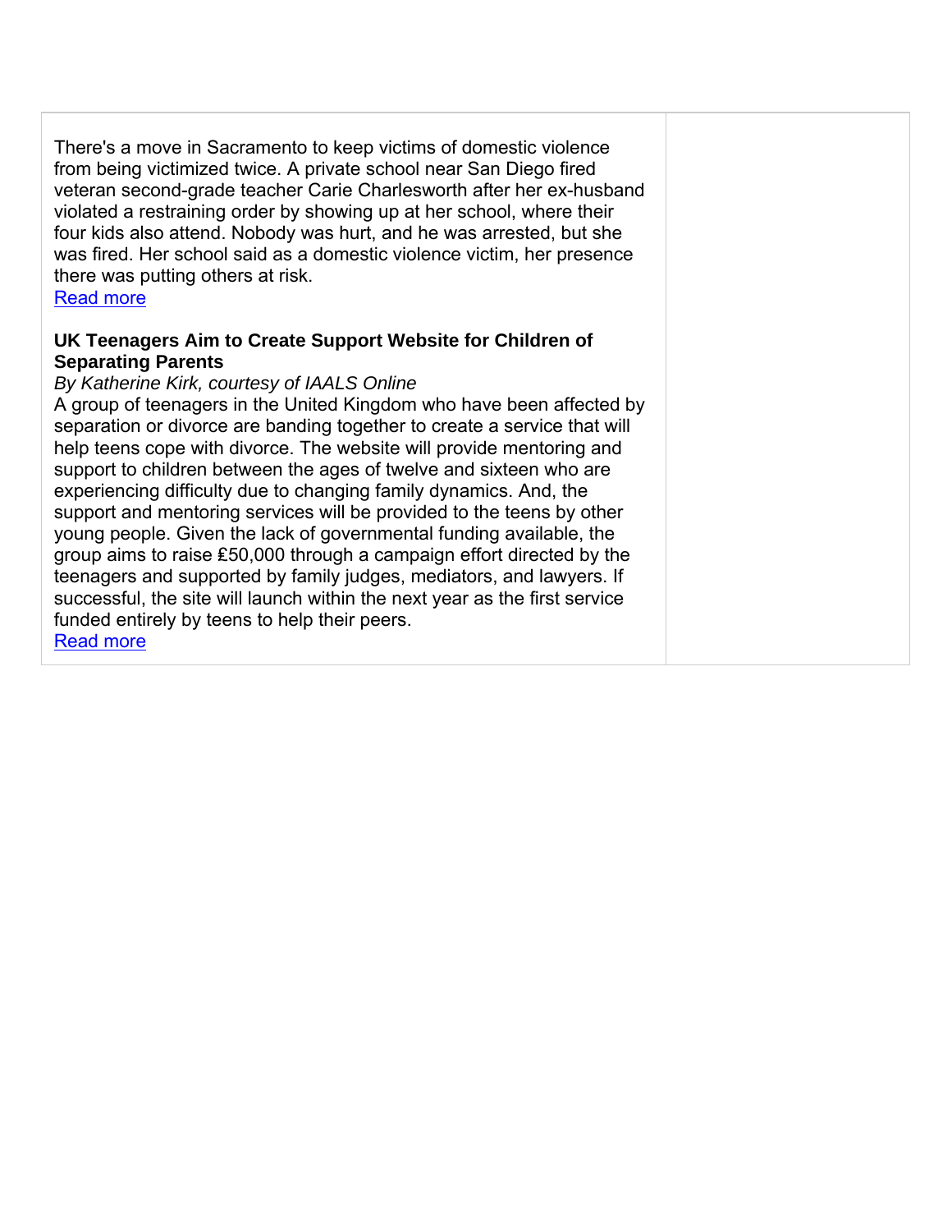There's a move in Sacramento to keep victims of domestic violence from being victimized twice. A private school near San Diego fired veteran second-grade teacher Carie Charlesworth after her ex-husband violated a restraining order by showing up at her school, where their four kids also attend. Nobody was hurt, and he was arrested, but she was fired. Her school said as a domestic violence victim, her presence there was putting others at risk.
Read more

**UK Teenagers Aim to Create Support Website for Children of Separating Parents**

*By Katherine Kirk, courtesy of IAALS Online*

A group of teenagers in the United Kingdom who have been affected by separation or divorce are banding together to create a service that will help teens cope with divorce. The website will provide mentoring and support to children between the ages of twelve and sixteen who are experiencing difficulty due to changing family dynamics. And, the support and mentoring services will be provided to the teens by other young people. Given the lack of governmental funding available, the group aims to raise £50,000 through a campaign effort directed by the teenagers and supported by family judges, mediators, and lawyers. If successful, the site will launch within the next year as the first service funded entirely by teens to help their peers.
Read more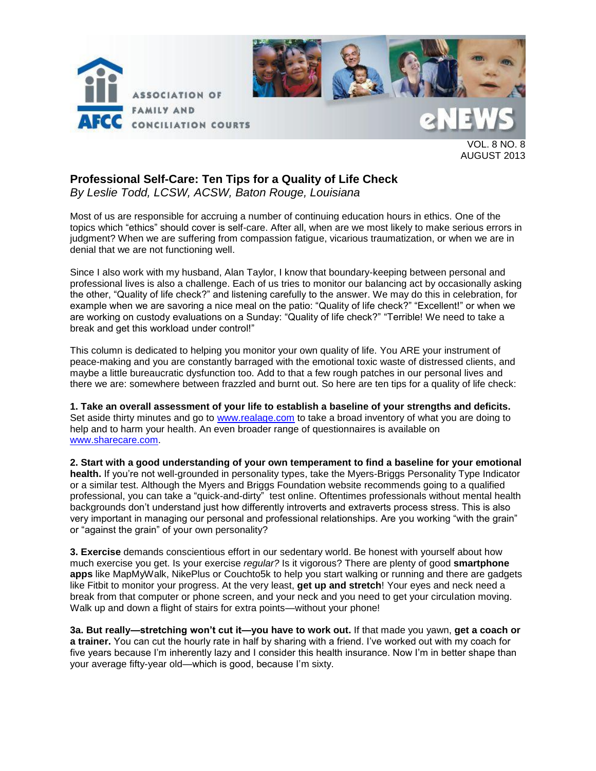## Professional Self-Care: Ten Tips for a Quality of Life Check

*By Leslie Todd, LCSW, ACSW, Baton Rouge, Louisiana*

Most of us are responsible for accruing a number of continuing education hours in ethics. One of the topics which "ethics" should cover is self-care. After all, when are we most likely to make serious errors in judgment? When we are suffering from compassion fatigue, vicarious traumatization, or when we are in denial that we are not functioning well.

Since I also work with my husband, Alan Taylor, I know that boundary-keeping between personal and professional lives is also a challenge. Each of us tries to monitor our balancing act by occasionally asking the other, "Quality of life check?" and listening carefully to the answer. We may do this in celebration, for example when we are savoring a nice meal on the patio: "Quality of life check?" "Excellent!" or when we are working on custody evaluations on a Sunday: "Quality of life check?" "Terrible! We need to take a break and get this workload under control!"

This column is dedicated to helping you monitor your own quality of life. You ARE your instrument of peace-making and you are constantly barraged with the emotional toxic waste of distressed clients, and maybe a little bureaucratic dysfunction too. Add to that a few rough patches in our personal lives and there we are: somewhere between frazzled and burnt out. So here are ten tips for a quality of life check:

**1. Take an overall assessment of your life to establish a baseline of your strengths and deficits.** Set aside thirty minutes and go to www.realage.com to take a broad inventory of what you are doing to help and to harm your health. An even broader range of questionnaires is available on www.sharecare.com.

**2. Start with a good understanding of your own temperament to find a baseline for your emotional health.** If you're not well-grounded in personality types, take the Myers-Briggs Personality Type Indicator or a similar test. Although the Myers and Briggs Foundation website recommends going to a qualified professional, you can take a "quick-and-dirty" test online. Oftentimes professionals without mental health backgrounds don't understand just how differently introverts and extraverts process stress. This is also very important in managing our personal and professional relationships. Are you working "with the grain" or "against the grain" of your own personality?

**3. Exercise** demands conscientious effort in our sedentary world. Be honest with yourself about how much exercise you get. Is your exercise *regular?* Is it vigorous? There are plenty of good **smartphone apps** like MapMyWalk, NikePlus or Couchto5k to help you start walking or running and there are gadgets like Fitbit to monitor your progress. At the very least, **get up and stretch**! Your eyes and neck need a break from that computer or phone screen, and your neck and you need to get your circulation moving. Walk up and down a flight of stairs for extra points—without your phone!

**3a. But really—stretching won't cut it—you have to work out.** If that made you yawn, **get a coach or a trainer.** You can cut the hourly rate in half by sharing with a friend. I've worked out with my coach for five years because I'm inherently lazy and I consider this health insurance. Now I'm in better shape than your average fifty-year old—which is good, because I'm sixty.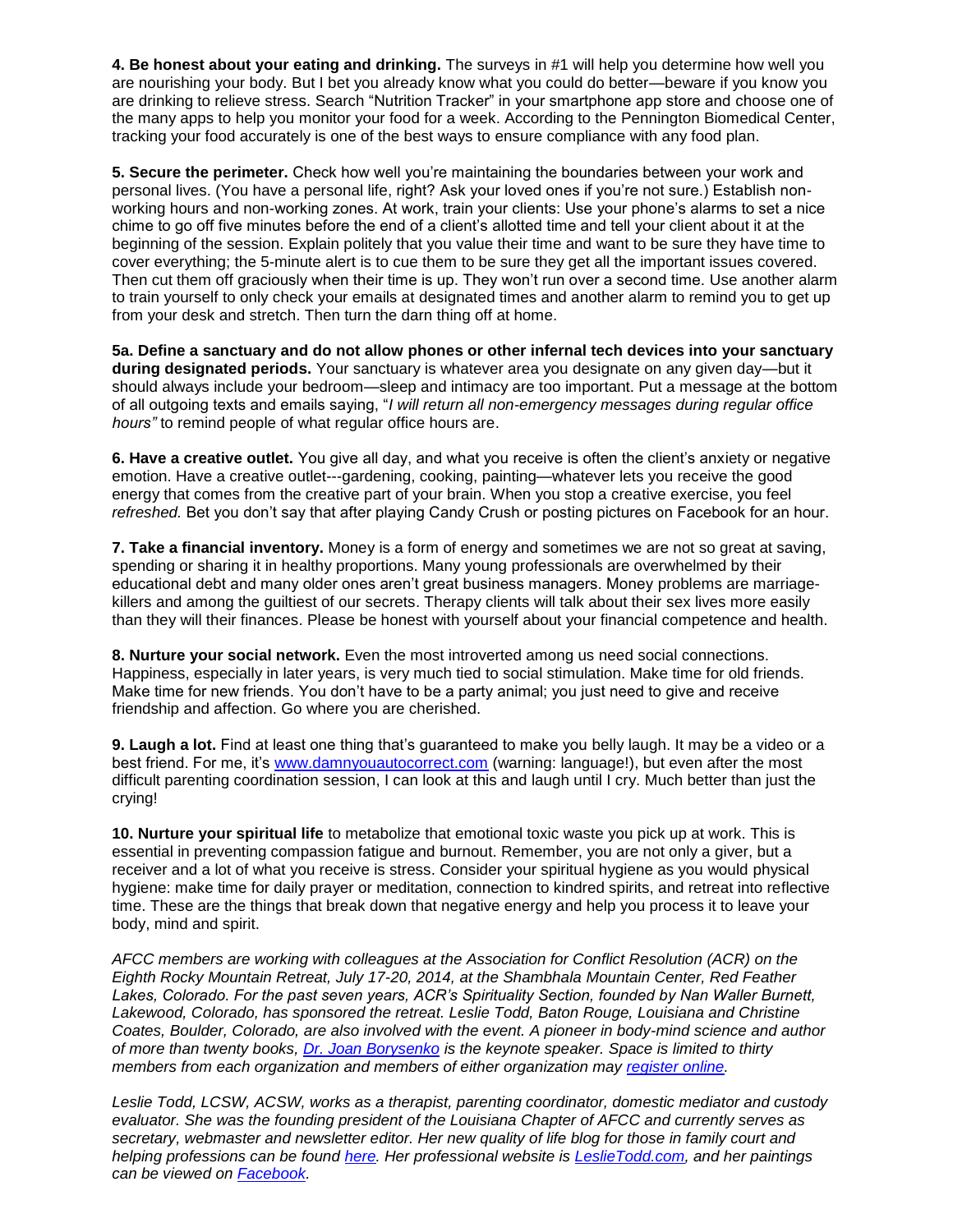**4. Be honest about your eating and drinking.** The surveys in #1 will help you determine how well you are nourishing your body. But I bet you already know what you could do better—beware if you know you are drinking to relieve stress. Search "Nutrition Tracker" in your smartphone app store and choose one of the many apps to help you monitor your food for a week. According to the Pennington Biomedical Center, tracking your food accurately is one of the best ways to ensure compliance with any food plan.

**5. Secure the perimeter.** Check how well you're maintaining the boundaries between your work and personal lives. (You have a personal life, right? Ask your loved ones if you're not sure.) Establish non-working hours and non-working zones. At work, train your clients: Use your phone's alarms to set a nice chime to go off five minutes before the end of a client's allotted time and tell your client about it at the beginning of the session. Explain politely that you value their time and want to be sure they have time to cover everything; the 5-minute alert is to cue them to be sure they get all the important issues covered. Then cut them off graciously when their time is up. They won't run over a second time. Use another alarm to train yourself to only check your emails at designated times and another alarm to remind you to get up from your desk and stretch. Then turn the darn thing off at home.

**5a. Define a sanctuary and do not allow phones or other infernal tech devices into your sanctuary during designated periods.** Your sanctuary is whatever area you designate on any given day—but it should always include your bedroom—sleep and intimacy are too important. Put a message at the bottom of all outgoing texts and emails saying, "*I will return all non-emergency messages during regular office hours"* to remind people of what regular office hours are.

**6. Have a creative outlet.** You give all day, and what you receive is often the client's anxiety or negative emotion. Have a creative outlet---gardening, cooking, painting—whatever lets you receive the good energy that comes from the creative part of your brain. When you stop a creative exercise, you feel *refreshed.* Bet you don't say that after playing Candy Crush or posting pictures on Facebook for an hour.

**7. Take a financial inventory.** Money is a form of energy and sometimes we are not so great at saving, spending or sharing it in healthy proportions. Many young professionals are overwhelmed by their educational debt and many older ones aren't great business managers. Money problems are marriage-killers and among the guiltiest of our secrets. Therapy clients will talk about their sex lives more easily than they will their finances. Please be honest with yourself about your financial competence and health.

**8. Nurture your social network.** Even the most introverted among us need social connections. Happiness, especially in later years, is very much tied to social stimulation. Make time for old friends. Make time for new friends. You don't have to be a party animal; you just need to give and receive friendship and affection. Go where you are cherished.

**9. Laugh a lot.** Find at least one thing that's guaranteed to make you belly laugh. It may be a video or a best friend. For me, it's www.damnyouautocorrect.com (warning: language!), but even after the most difficult parenting coordination session, I can look at this and laugh until I cry. Much better than just the crying!

**10. Nurture your spiritual life** to metabolize that emotional toxic waste you pick up at work. This is essential in preventing compassion fatigue and burnout. Remember, you are not only a giver, but a receiver and a lot of what you receive is stress. Consider your spiritual hygiene as you would physical hygiene: make time for daily prayer or meditation, connection to kindred spirits, and retreat into reflective time. These are the things that break down that negative energy and help you process it to leave your body, mind and spirit.

*AFCC members are working with colleagues at the Association for Conflict Resolution (ACR) on the Eighth Rocky Mountain Retreat, July 17-20, 2014, at the Shambhala Mountain Center, Red Feather Lakes, Colorado. For the past seven years, ACR's Spirituality Section, founded by Nan Waller Burnett, Lakewood, Colorado, has sponsored the retreat. Leslie Todd, Baton Rouge, Louisiana and Christine Coates, Boulder, Colorado, are also involved with the event. A pioneer in body-mind science and author of more than twenty books, Dr. Joan Borysenko is the keynote speaker. Space is limited to thirty members from each organization and members of either organization may register online.*

*Leslie Todd, LCSW, ACSW, works as a therapist, parenting coordinator, domestic mediator and custody evaluator. She was the founding president of the Louisiana Chapter of AFCC and currently serves as secretary, webmaster and newsletter editor. Her new quality of life blog for those in family court and helping professions can be found here. Her professional website is LeslieTodd.com, and her paintings can be viewed on Facebook.*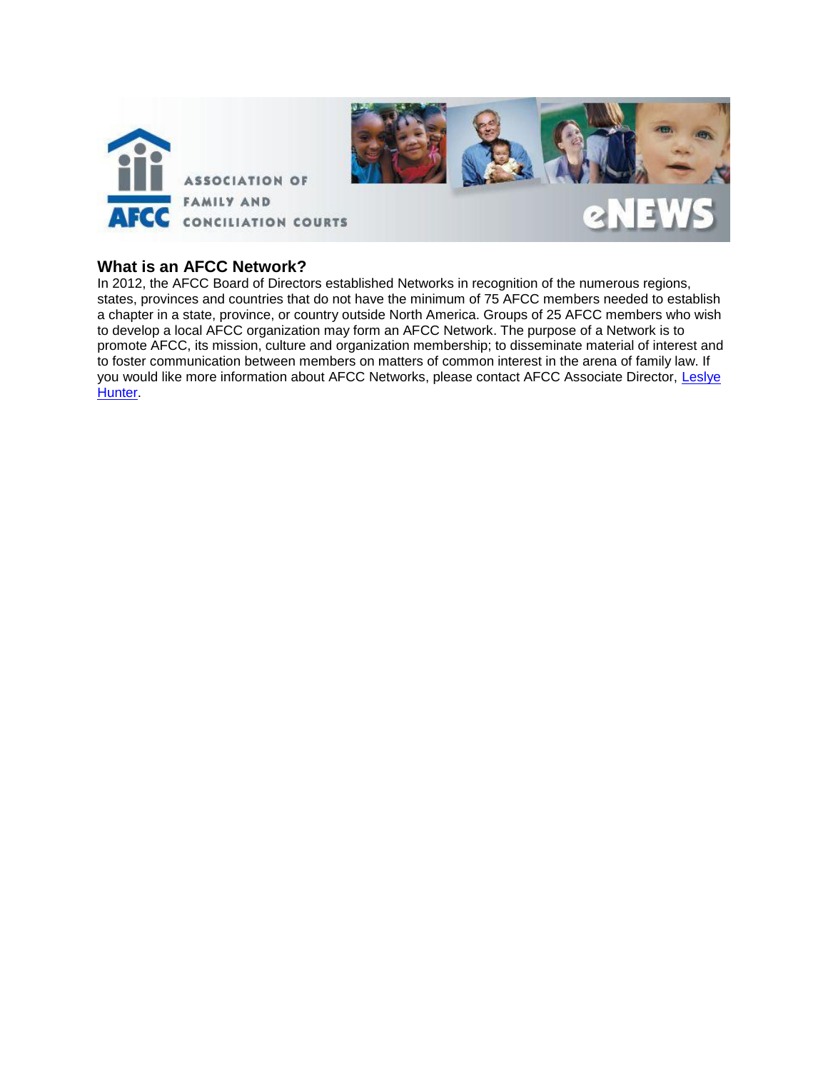## What is an AFCC Network?

In 2012, the AFCC Board of Directors established Networks in recognition of the numerous regions, states, provinces and countries that do not have the minimum of 75 AFCC members needed to establish a chapter in a state, province, or country outside North America. Groups of 25 AFCC members who wish to develop a local AFCC organization may form an AFCC Network. The purpose of a Network is to promote AFCC, its mission, culture and organization membership; to disseminate material of interest and to foster communication between members on matters of common interest in the arena of family law. If you would like more information about AFCC Networks, please contact AFCC Associate Director, Leslye Hunter.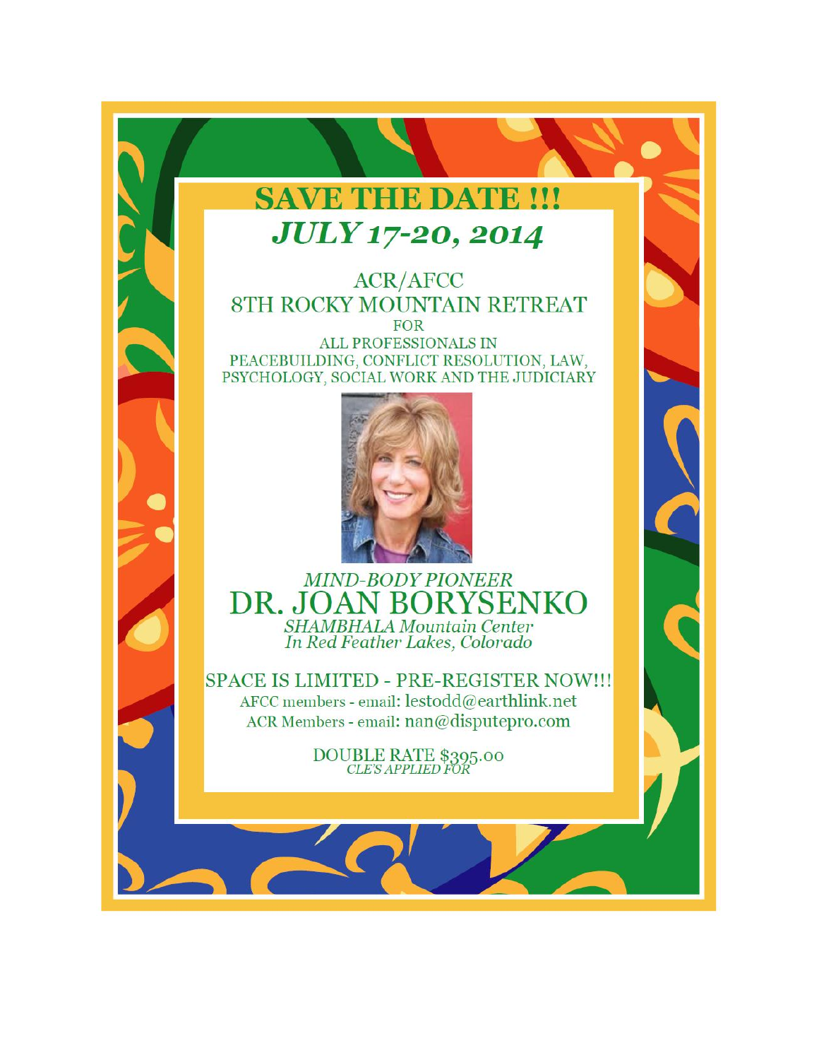# SAVE THE DATE !!!

## *JULY 17-20, 2014*

ACR/AFCC

8TH ROCKY MOUNTAIN RETREAT

FOR

ALL PROFESSIONALS IN PEACEBUILDING, CONFLICT RESOLUTION, LAW, PSYCHOLOGY, SOCIAL WORK AND THE JUDICIARY

*MIND-BODY PIONEER*

## DR. JOAN BORYSENKO

*SHAMBHALA Mountain Center*

*In Red Feather Lakes, Colorado*

SPACE IS LIMITED - PRE-REGISTER NOW!!!

AFCC members - email: lestodd@earthlink.net

ACR Members - email: nan@disputepro.com

DOUBLE RATE $395.00

*CLE'S APPLIED FOR*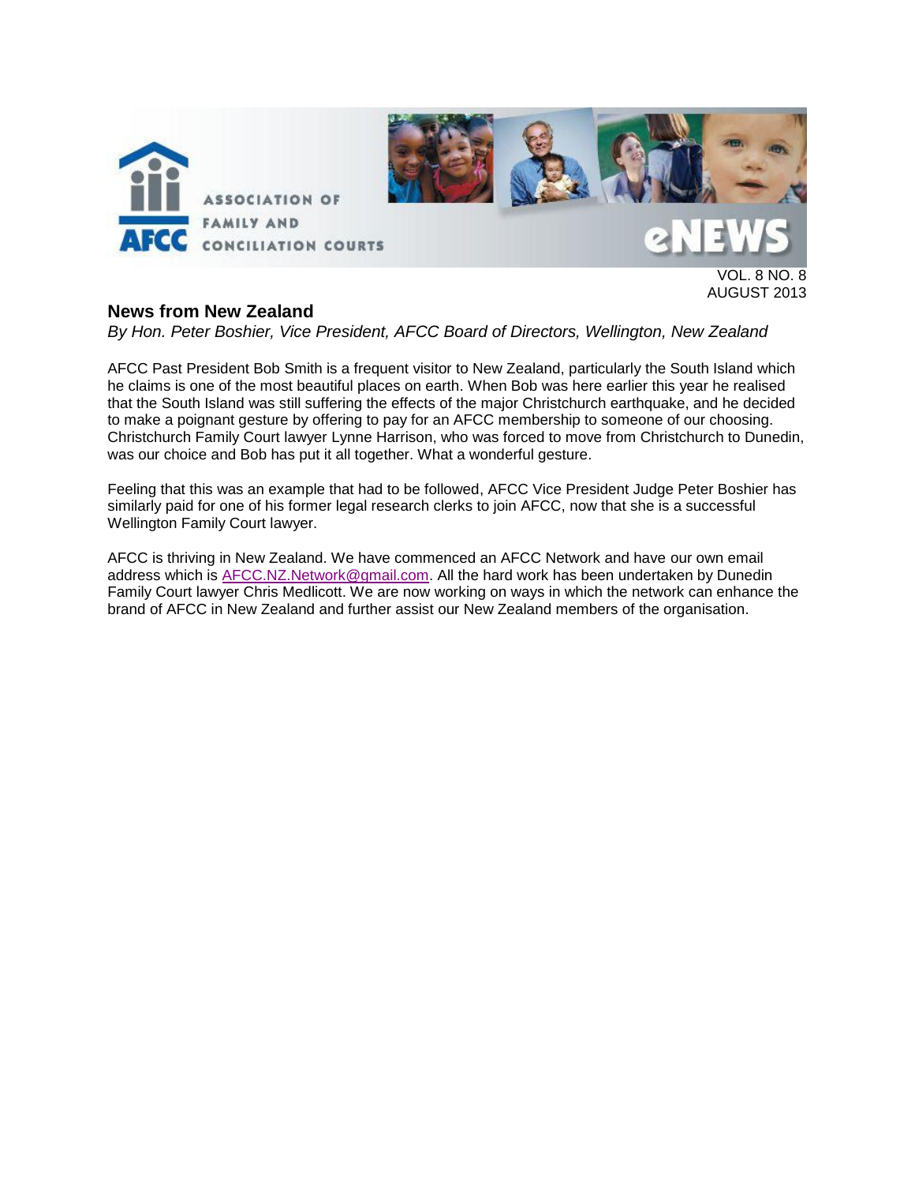VOL. 8 NO. 8
AUGUST 2013

## News from New Zealand

*By Hon. Peter Boshier, Vice President, AFCC Board of Directors, Wellington, New Zealand*

AFCC Past President Bob Smith is a frequent visitor to New Zealand, particularly the South Island which he claims is one of the most beautiful places on earth. When Bob was here earlier this year he realised that the South Island was still suffering the effects of the major Christchurch earthquake, and he decided to make a poignant gesture by offering to pay for an AFCC membership to someone of our choosing. Christchurch Family Court lawyer Lynne Harrison, who was forced to move from Christchurch to Dunedin, was our choice and Bob has put it all together. What a wonderful gesture.

Feeling that this was an example that had to be followed, AFCC Vice President Judge Peter Boshier has similarly paid for one of his former legal research clerks to join AFCC, now that she is a successful Wellington Family Court lawyer.

AFCC is thriving in New Zealand. We have commenced an AFCC Network and have our own email address which is AFCC.NZ.Network@gmail.com. All the hard work has been undertaken by Dunedin Family Court lawyer Chris Medlicott. We are now working on ways in which the network can enhance the brand of AFCC in New Zealand and further assist our New Zealand members of the organisation.